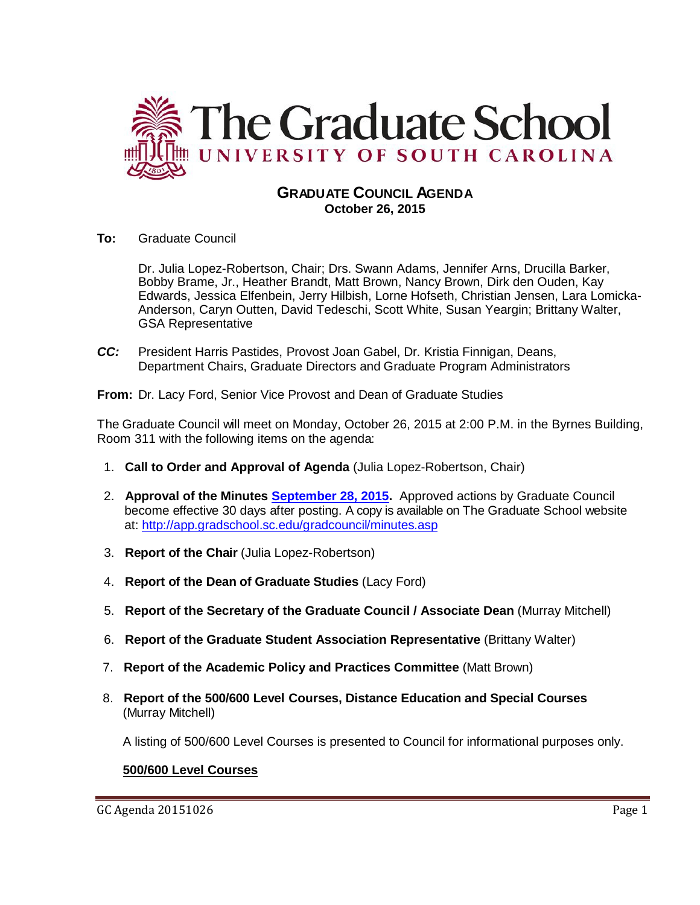# The Graduate School
## UNIVERSITY OF SOUTH CAROLINA

### GRADUATE COUNCIL AGENDA
**October 26, 2015**

**To:** Graduate Council

Dr. Julia Lopez-Robertson, Chair; Drs. Swann Adams, Jennifer Arns, Drucilla Barker, Bobby Brame, Jr., Heather Brandt, Matt Brown, Nancy Brown, Dirk den Ouden, Kay Edwards, Jessica Elfenbein, Jerry Hilbish, Lorne Hofseth, Christian Jensen, Lara Lomicka-Anderson, Caryn Outten, David Tedeschi, Scott White, Susan Yeargin; Brittany Walter, GSA Representative

***CC:*** President Harris Pastides, Provost Joan Gabel, Dr. Kristia Finnigan, Deans, Department Chairs, Graduate Directors and Graduate Program Administrators

**From:** Dr. Lacy Ford, Senior Vice Provost and Dean of Graduate Studies

The Graduate Council will meet on Monday, October 26, 2015 at 2:00 P.M. in the Byrnes Building, Room 311 with the following items on the agenda:

1. **Call to Order and Approval of Agenda** (Julia Lopez-Robertson, Chair)
2. **Approval of the Minutes September 28, 2015.** Approved actions by Graduate Council become effective 30 days after posting. A copy is available on The Graduate School website at: http://app.gradschool.sc.edu/gradcouncil/minutes.asp
3. **Report of the Chair** (Julia Lopez-Robertson)
4. **Report of the Dean of Graduate Studies** (Lacy Ford)
5. **Report of the Secretary of the Graduate Council / Associate Dean** (Murray Mitchell)
6. **Report of the Graduate Student Association Representative** (Brittany Walter)
7. **Report of the Academic Policy and Practices Committee** (Matt Brown)
8. **Report of the 500/600 Level Courses, Distance Education and Special Courses** (Murray Mitchell)

   A listing of 500/600 Level Courses is presented to Council for informational purposes only.

   **500/600 Level Courses**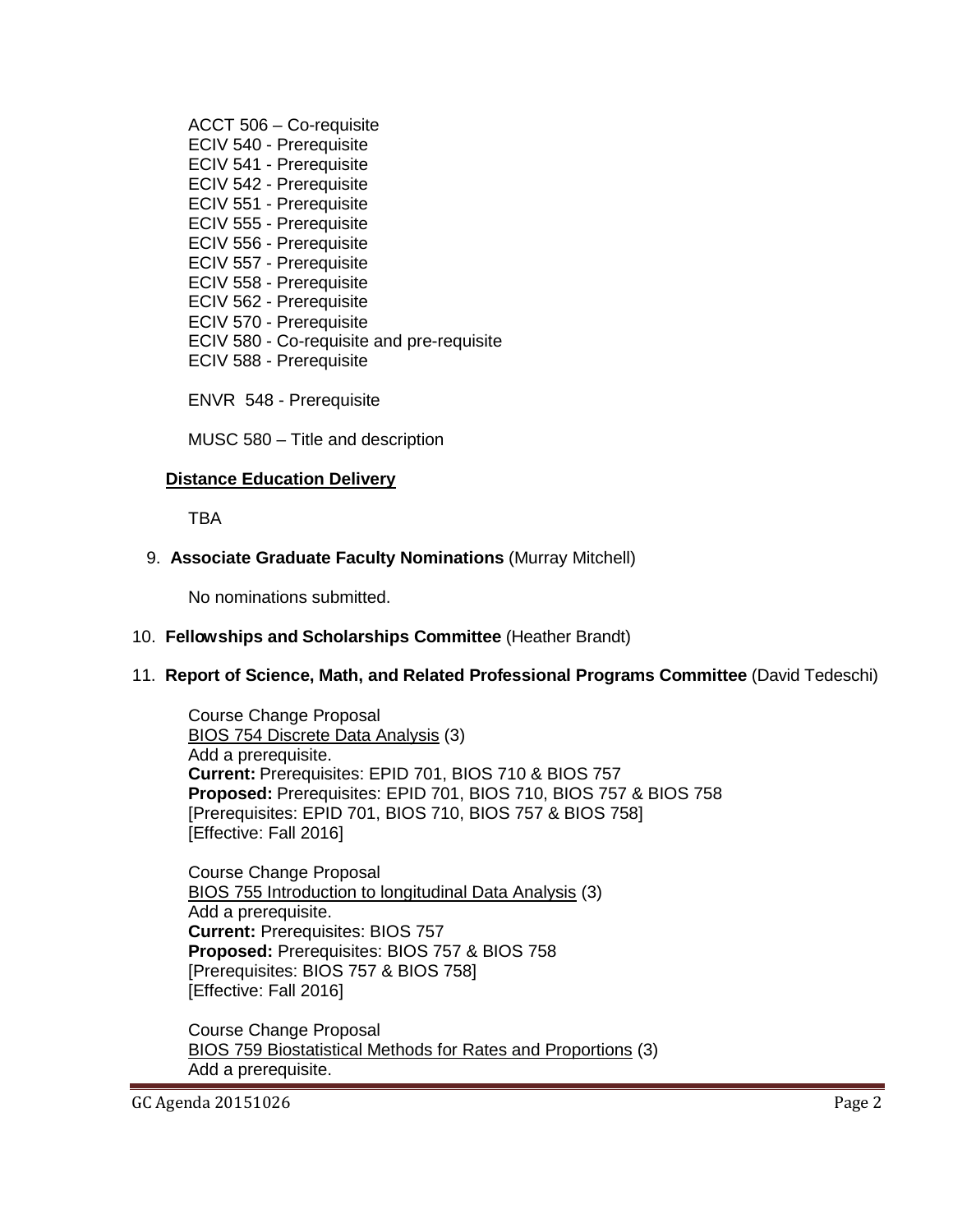ACCT 506 – Co-requisite
ECIV 540 - Prerequisite
ECIV 541 - Prerequisite
ECIV 542 - Prerequisite
ECIV 551 - Prerequisite
ECIV 555 - Prerequisite
ECIV 556 - Prerequisite
ECIV 557 - Prerequisite
ECIV 558 - Prerequisite
ECIV 562 - Prerequisite
ECIV 570 - Prerequisite
ECIV 580 - Co-requisite and pre-requisite
ECIV 588 - Prerequisite

ENVR 548 - Prerequisite

MUSC 580 – Title and description

**Distance Education Delivery**

TBA

9. **Associate Graduate Faculty Nominations** (Murray Mitchell)

   No nominations submitted.

10. **Fellowships and Scholarships Committee** (Heather Brandt)

11. **Report of Science, Math, and Related Professional Programs Committee** (David Tedeschi)

    Course Change Proposal
    BIOS 754 Discrete Data Analysis (3)
    Add a prerequisite.
    **Current:** Prerequisites: EPID 701, BIOS 710 & BIOS 757
    **Proposed:** Prerequisites: EPID 701, BIOS 710, BIOS 757 & BIOS 758
    [Prerequisites: EPID 701, BIOS 710, BIOS 757 & BIOS 758]
    [Effective: Fall 2016]

    Course Change Proposal
    BIOS 755 Introduction to longitudinal Data Analysis (3)
    Add a prerequisite.
    **Current:** Prerequisites: BIOS 757
    **Proposed:** Prerequisites: BIOS 757 & BIOS 758
    [Prerequisites: BIOS 757 & BIOS 758]
    [Effective: Fall 2016]

    Course Change Proposal
    BIOS 759 Biostatistical Methods for Rates and Proportions (3)
    Add a prerequisite.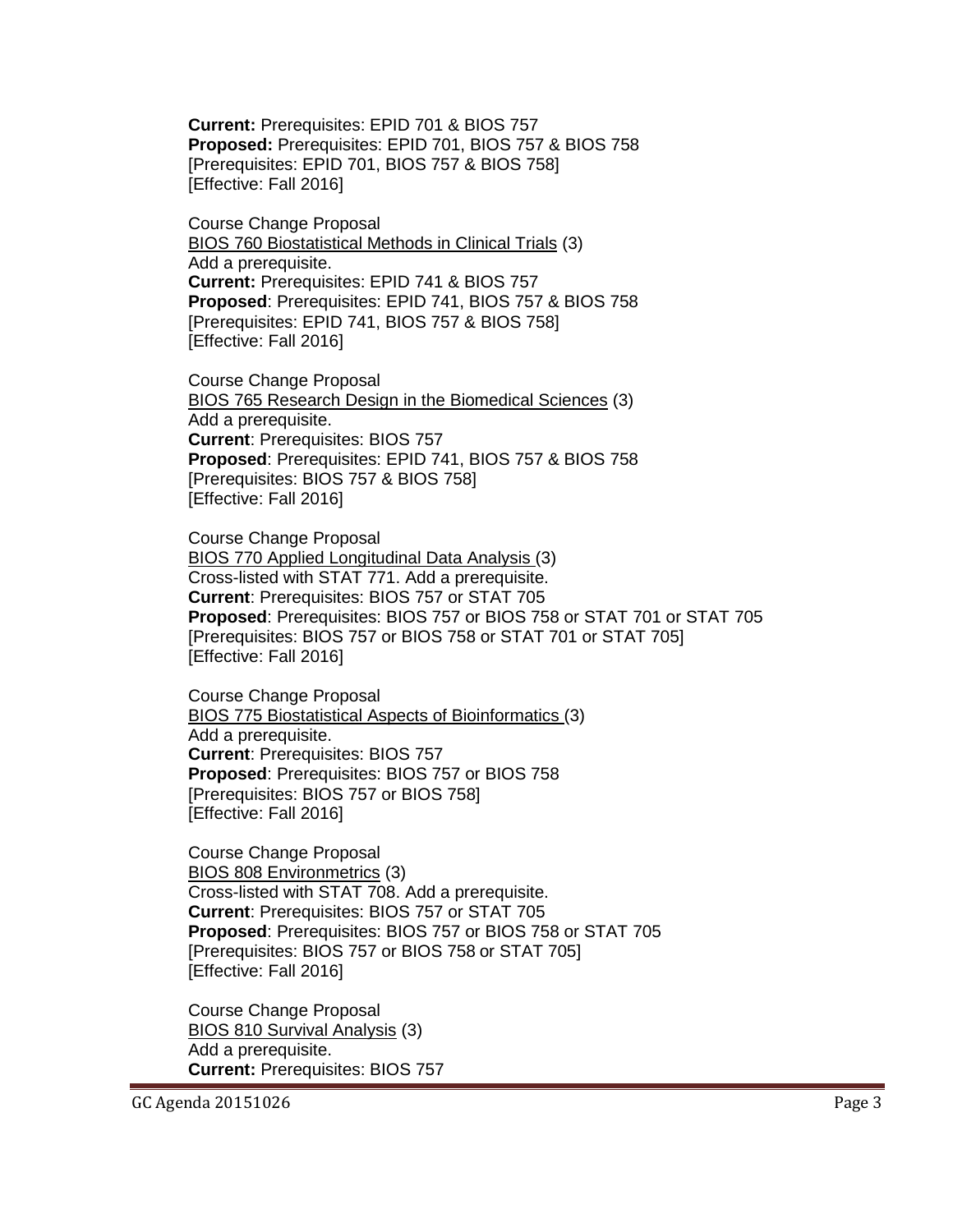**Current:** Prerequisites: EPID 701 & BIOS 757
**Proposed:** Prerequisites: EPID 701, BIOS 757 & BIOS 758
[Prerequisites: EPID 701, BIOS 757 & BIOS 758]
[Effective: Fall 2016]

Course Change Proposal
BIOS 760 Biostatistical Methods in Clinical Trials (3)
Add a prerequisite.
**Current:** Prerequisites: EPID 741 & BIOS 757
**Proposed**: Prerequisites: EPID 741, BIOS 757 & BIOS 758
[Prerequisites: EPID 741, BIOS 757 & BIOS 758]
[Effective: Fall 2016]

Course Change Proposal
BIOS 765 Research Design in the Biomedical Sciences (3)
Add a prerequisite.
**Current**: Prerequisites: BIOS 757
**Proposed**: Prerequisites: EPID 741, BIOS 757 & BIOS 758
[Prerequisites: BIOS 757 & BIOS 758]
[Effective: Fall 2016]

Course Change Proposal
BIOS 770 Applied Longitudinal Data Analysis (3)
Cross-listed with STAT 771. Add a prerequisite.
**Current**: Prerequisites: BIOS 757 or STAT 705
**Proposed**: Prerequisites: BIOS 757 or BIOS 758 or STAT 701 or STAT 705
[Prerequisites: BIOS 757 or BIOS 758 or STAT 701 or STAT 705]
[Effective: Fall 2016]

Course Change Proposal
BIOS 775 Biostatistical Aspects of Bioinformatics (3)
Add a prerequisite.
**Current**: Prerequisites: BIOS 757
**Proposed**: Prerequisites: BIOS 757 or BIOS 758
[Prerequisites: BIOS 757 or BIOS 758]
[Effective: Fall 2016]

Course Change Proposal
BIOS 808 Environmetrics (3)
Cross-listed with STAT 708. Add a prerequisite.
**Current**: Prerequisites: BIOS 757 or STAT 705
**Proposed**: Prerequisites: BIOS 757 or BIOS 758 or STAT 705
[Prerequisites: BIOS 757 or BIOS 758 or STAT 705]
[Effective: Fall 2016]

Course Change Proposal
BIOS 810 Survival Analysis (3)
Add a prerequisite.
**Current:** Prerequisites: BIOS 757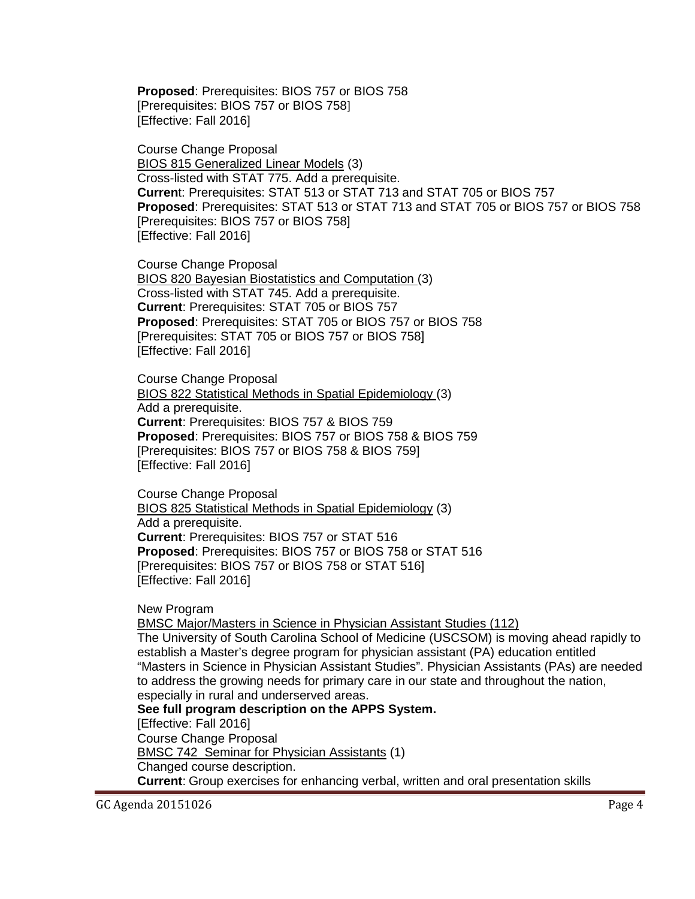**Proposed**: Prerequisites: BIOS 757 or BIOS 758
[Prerequisites: BIOS 757 or BIOS 758]
[Effective: Fall 2016]

Course Change Proposal
BIOS 815 Generalized Linear Models (3)
Cross-listed with STAT 775. Add a prerequisite.
**Current**: Prerequisites: STAT 513 or STAT 713 and STAT 705 or BIOS 757
**Proposed**: Prerequisites: STAT 513 or STAT 713 and STAT 705 or BIOS 757 or BIOS 758
[Prerequisites: BIOS 757 or BIOS 758]
[Effective: Fall 2016]

Course Change Proposal
BIOS 820 Bayesian Biostatistics and Computation (3)
Cross-listed with STAT 745. Add a prerequisite.
**Current**: Prerequisites: STAT 705 or BIOS 757
**Proposed**: Prerequisites: STAT 705 or BIOS 757 or BIOS 758
[Prerequisites: STAT 705 or BIOS 757 or BIOS 758]
[Effective: Fall 2016]

Course Change Proposal
BIOS 822 Statistical Methods in Spatial Epidemiology (3)
Add a prerequisite.
**Current**: Prerequisites: BIOS 757 & BIOS 759
**Proposed**: Prerequisites: BIOS 757 or BIOS 758 & BIOS 759
[Prerequisites: BIOS 757 or BIOS 758 & BIOS 759]
[Effective: Fall 2016]

Course Change Proposal
BIOS 825 Statistical Methods in Spatial Epidemiology (3)
Add a prerequisite.
**Current**: Prerequisites: BIOS 757 or STAT 516
**Proposed**: Prerequisites: BIOS 757 or BIOS 758 or STAT 516
[Prerequisites: BIOS 757 or BIOS 758 or STAT 516]
[Effective: Fall 2016]

New Program
BMSC Major/Masters in Science in Physician Assistant Studies (112)
The University of South Carolina School of Medicine (USCSOM) is moving ahead rapidly to establish a Master's degree program for physician assistant (PA) education entitled "Masters in Science in Physician Assistant Studies". Physician Assistants (PAs) are needed to address the growing needs for primary care in our state and throughout the nation, especially in rural and underserved areas.
**See full program description on the APPS System.**
[Effective: Fall 2016]
Course Change Proposal
BMSC 742 Seminar for Physician Assistants (1)
Changed course description.
**Current**: Group exercises for enhancing verbal, written and oral presentation skills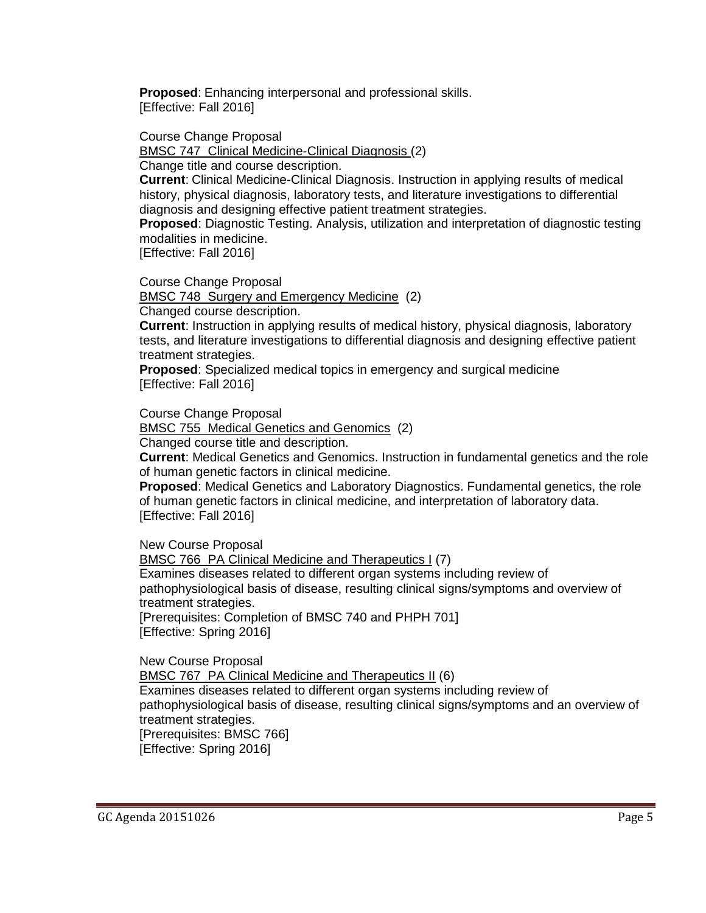**Proposed**: Enhancing interpersonal and professional skills.
[Effective: Fall 2016]

Course Change Proposal
BMSC 747 Clinical Medicine-Clinical Diagnosis (2)
Change title and course description.
**Current**: Clinical Medicine-Clinical Diagnosis. Instruction in applying results of medical history, physical diagnosis, laboratory tests, and literature investigations to differential diagnosis and designing effective patient treatment strategies.
**Proposed**: Diagnostic Testing. Analysis, utilization and interpretation of diagnostic testing modalities in medicine.
[Effective: Fall 2016]

Course Change Proposal
BMSC 748 Surgery and Emergency Medicine (2)
Changed course description.
**Current**: Instruction in applying results of medical history, physical diagnosis, laboratory tests, and literature investigations to differential diagnosis and designing effective patient treatment strategies.
**Proposed**: Specialized medical topics in emergency and surgical medicine
[Effective: Fall 2016]

Course Change Proposal
BMSC 755 Medical Genetics and Genomics (2)
Changed course title and description.
**Current**: Medical Genetics and Genomics. Instruction in fundamental genetics and the role of human genetic factors in clinical medicine.
**Proposed**: Medical Genetics and Laboratory Diagnostics. Fundamental genetics, the role of human genetic factors in clinical medicine, and interpretation of laboratory data.
[Effective: Fall 2016]

New Course Proposal
BMSC 766 PA Clinical Medicine and Therapeutics I (7)
Examines diseases related to different organ systems including review of pathophysiological basis of disease, resulting clinical signs/symptoms and overview of treatment strategies.
[Prerequisites: Completion of BMSC 740 and PHPH 701]
[Effective: Spring 2016]

New Course Proposal
BMSC 767 PA Clinical Medicine and Therapeutics II (6)
Examines diseases related to different organ systems including review of pathophysiological basis of disease, resulting clinical signs/symptoms and an overview of treatment strategies.
[Prerequisites: BMSC 766]
[Effective: Spring 2016]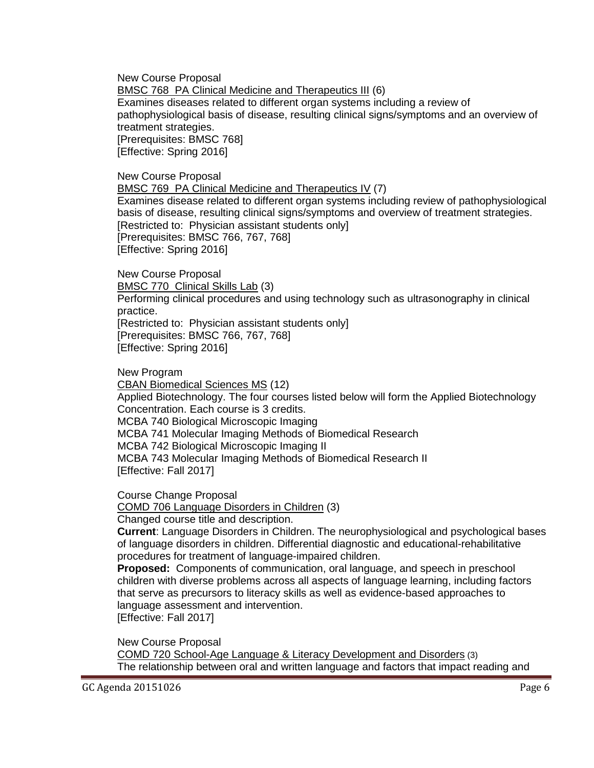New Course Proposal
BMSC 768 PA Clinical Medicine and Therapeutics III (6)
Examines diseases related to different organ systems including a review of pathophysiological basis of disease, resulting clinical signs/symptoms and an overview of treatment strategies.
[Prerequisites: BMSC 768]
[Effective: Spring 2016]

New Course Proposal
BMSC 769 PA Clinical Medicine and Therapeutics IV (7)
Examines disease related to different organ systems including review of pathophysiological basis of disease, resulting clinical signs/symptoms and overview of treatment strategies.
[Restricted to: Physician assistant students only]
[Prerequisites: BMSC 766, 767, 768]
[Effective: Spring 2016]

New Course Proposal
BMSC 770 Clinical Skills Lab (3)
Performing clinical procedures and using technology such as ultrasonography in clinical practice.
[Restricted to: Physician assistant students only]
[Prerequisites: BMSC 766, 767, 768]
[Effective: Spring 2016]

New Program
CBAN Biomedical Sciences MS (12)
Applied Biotechnology. The four courses listed below will form the Applied Biotechnology Concentration. Each course is 3 credits.
MCBA 740 Biological Microscopic Imaging
MCBA 741 Molecular Imaging Methods of Biomedical Research
MCBA 742 Biological Microscopic Imaging II
MCBA 743 Molecular Imaging Methods of Biomedical Research II
[Effective: Fall 2017]

Course Change Proposal
COMD 706 Language Disorders in Children (3)
Changed course title and description.
**Current**: Language Disorders in Children. The neurophysiological and psychological bases of language disorders in children. Differential diagnostic and educational-rehabilitative procedures for treatment of language-impaired children.
**Proposed:** Components of communication, oral language, and speech in preschool children with diverse problems across all aspects of language learning, including factors that serve as precursors to literacy skills as well as evidence-based approaches to language assessment and intervention.
[Effective: Fall 2017]

New Course Proposal
COMD 720 School-Age Language & Literacy Development and Disorders (3)
The relationship between oral and written language and factors that impact reading and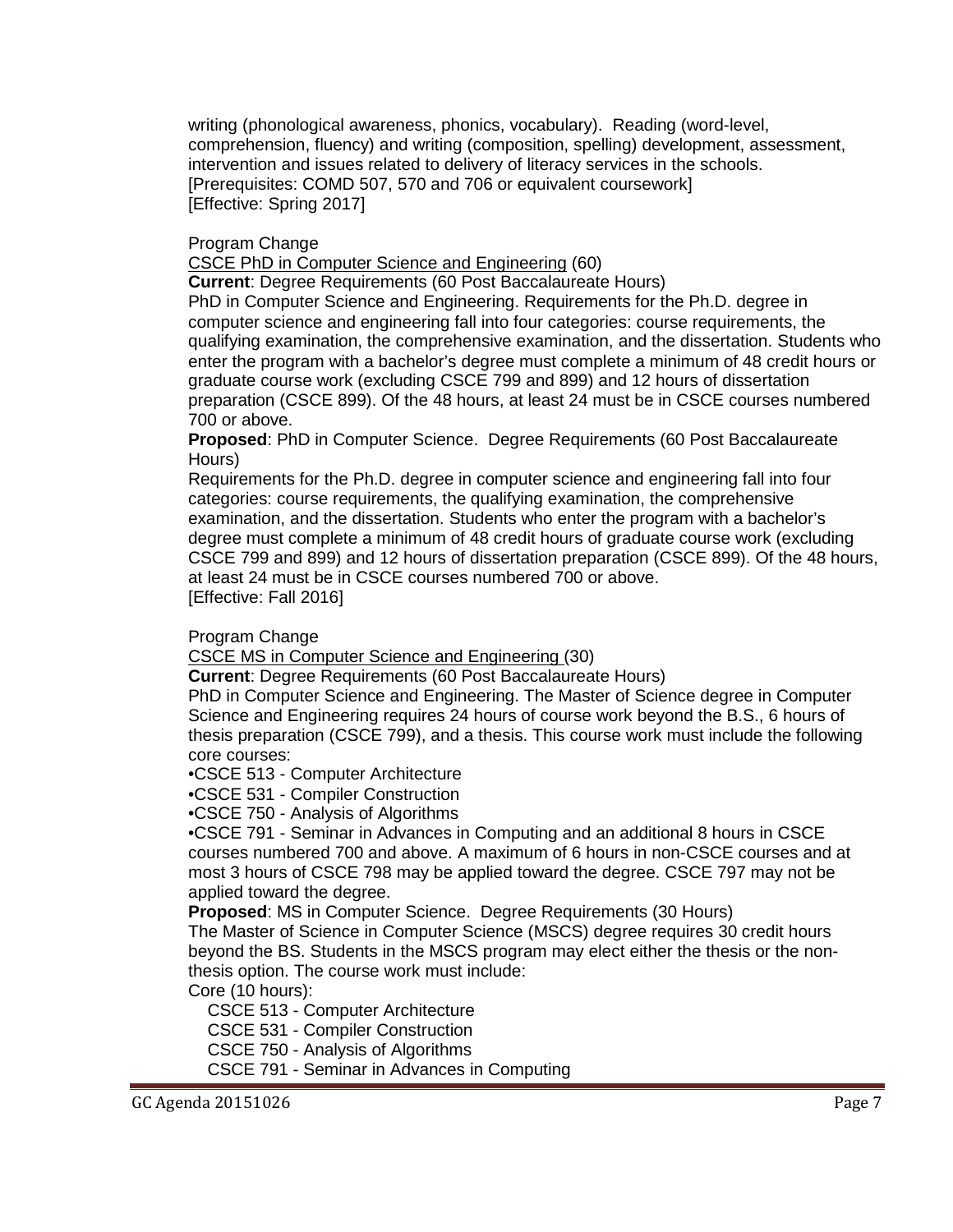writing (phonological awareness, phonics, vocabulary). Reading (word-level, comprehension, fluency) and writing (composition, spelling) development, assessment, intervention and issues related to delivery of literacy services in the schools.
[Prerequisites: COMD 507, 570 and 706 or equivalent coursework]
[Effective: Spring 2017]

Program Change
CSCE PhD in Computer Science and Engineering (60)
**Current**: Degree Requirements (60 Post Baccalaureate Hours)
PhD in Computer Science and Engineering. Requirements for the Ph.D. degree in computer science and engineering fall into four categories: course requirements, the qualifying examination, the comprehensive examination, and the dissertation. Students who enter the program with a bachelor's degree must complete a minimum of 48 credit hours or graduate course work (excluding CSCE 799 and 899) and 12 hours of dissertation preparation (CSCE 899). Of the 48 hours, at least 24 must be in CSCE courses numbered 700 or above.
**Proposed**: PhD in Computer Science. Degree Requirements (60 Post Baccalaureate Hours)
Requirements for the Ph.D. degree in computer science and engineering fall into four categories: course requirements, the qualifying examination, the comprehensive examination, and the dissertation. Students who enter the program with a bachelor's degree must complete a minimum of 48 credit hours of graduate course work (excluding CSCE 799 and 899) and 12 hours of dissertation preparation (CSCE 899). Of the 48 hours, at least 24 must be in CSCE courses numbered 700 or above.
[Effective: Fall 2016]

Program Change
CSCE MS in Computer Science and Engineering (30)
**Current**: Degree Requirements (60 Post Baccalaureate Hours)
PhD in Computer Science and Engineering. The Master of Science degree in Computer Science and Engineering requires 24 hours of course work beyond the B.S., 6 hours of thesis preparation (CSCE 799), and a thesis. This course work must include the following core courses:

- CSCE 513 - Computer Architecture
- CSCE 531 - Compiler Construction
- CSCE 750 - Analysis of Algorithms
- CSCE 791 - Seminar in Advances in Computing and an additional 8 hours in CSCE courses numbered 700 and above. A maximum of 6 hours in non-CSCE courses and at most 3 hours of CSCE 798 may be applied toward the degree. CSCE 797 may not be applied toward the degree.

**Proposed**: MS in Computer Science. Degree Requirements (30 Hours)
The Master of Science in Computer Science (MSCS) degree requires 30 credit hours beyond the BS. Students in the MSCS program may elect either the thesis or the non-thesis option. The course work must include:
Core (10 hours):

CSCE 513 - Computer Architecture
CSCE 531 - Compiler Construction
CSCE 750 - Analysis of Algorithms
CSCE 791 - Seminar in Advances in Computing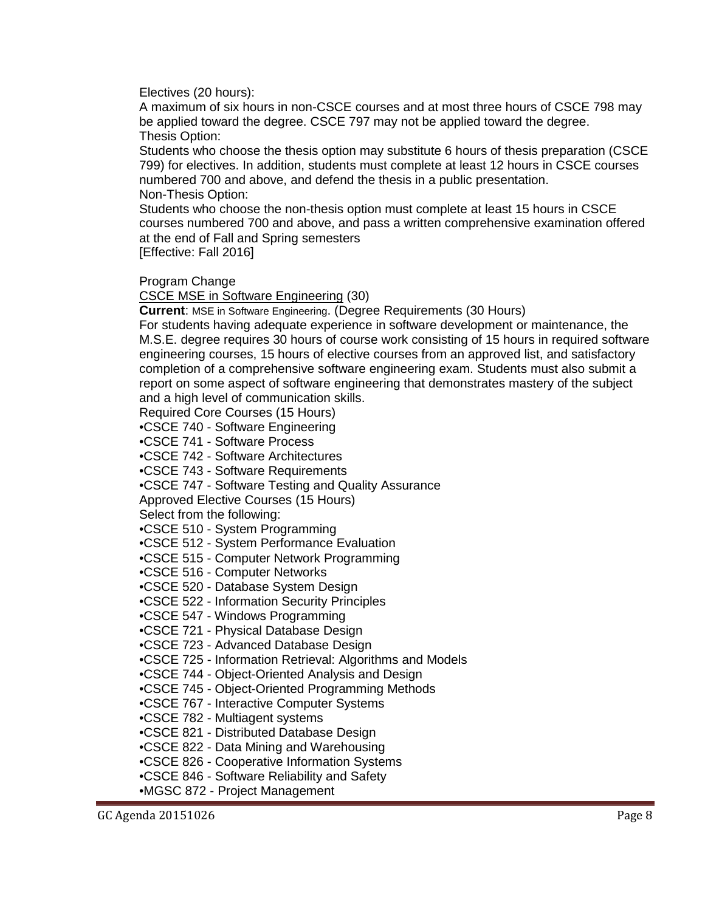Electives (20 hours):

A maximum of six hours in non-CSCE courses and at most three hours of CSCE 798 may be applied toward the degree. CSCE 797 may not be applied toward the degree.

Thesis Option:

Students who choose the thesis option may substitute 6 hours of thesis preparation (CSCE 799) for electives. In addition, students must complete at least 12 hours in CSCE courses numbered 700 and above, and defend the thesis in a public presentation.

Non-Thesis Option:

Students who choose the non-thesis option must complete at least 15 hours in CSCE courses numbered 700 and above, and pass a written comprehensive examination offered at the end of Fall and Spring semesters

[Effective: Fall 2016]

Program Change

CSCE MSE in Software Engineering (30)

**Current**: MSE in Software Engineering. (Degree Requirements (30 Hours)

For students having adequate experience in software development or maintenance, the M.S.E. degree requires 30 hours of course work consisting of 15 hours in required software engineering courses, 15 hours of elective courses from an approved list, and satisfactory completion of a comprehensive software engineering exam. Students must also submit a report on some aspect of software engineering that demonstrates mastery of the subject and a high level of communication skills.

Required Core Courses (15 Hours)

- CSCE 740 - Software Engineering
- CSCE 741 - Software Process
- CSCE 742 - Software Architectures
- CSCE 743 - Software Requirements
- CSCE 747 - Software Testing and Quality Assurance

Approved Elective Courses (15 Hours)

Select from the following:

- CSCE 510 - System Programming
- CSCE 512 - System Performance Evaluation
- CSCE 515 - Computer Network Programming
- CSCE 516 - Computer Networks
- CSCE 520 - Database System Design
- CSCE 522 - Information Security Principles
- CSCE 547 - Windows Programming
- CSCE 721 - Physical Database Design
- CSCE 723 - Advanced Database Design
- CSCE 725 - Information Retrieval: Algorithms and Models
- CSCE 744 - Object-Oriented Analysis and Design
- CSCE 745 - Object-Oriented Programming Methods
- CSCE 767 - Interactive Computer Systems
- CSCE 782 - Multiagent systems
- CSCE 821 - Distributed Database Design
- CSCE 822 - Data Mining and Warehousing
- CSCE 826 - Cooperative Information Systems
- CSCE 846 - Software Reliability and Safety
- MGSC 872 - Project Management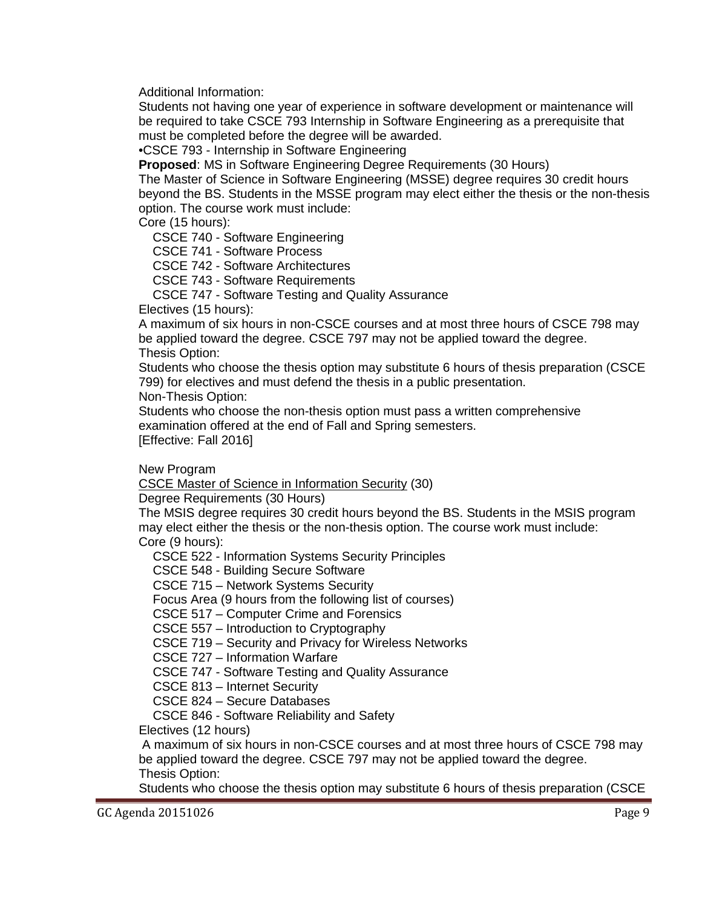Additional Information:

Students not having one year of experience in software development or maintenance will be required to take CSCE 793 Internship in Software Engineering as a prerequisite that must be completed before the degree will be awarded.

•CSCE 793 - Internship in Software Engineering

**Proposed**: MS in Software Engineering Degree Requirements (30 Hours)

The Master of Science in Software Engineering (MSSE) degree requires 30 credit hours beyond the BS. Students in the MSSE program may elect either the thesis or the non-thesis option. The course work must include:

Core (15 hours):

- CSCE 740 - Software Engineering
- CSCE 741 - Software Process
- CSCE 742 - Software Architectures
- CSCE 743 - Software Requirements
- CSCE 747 - Software Testing and Quality Assurance

Electives (15 hours):

A maximum of six hours in non-CSCE courses and at most three hours of CSCE 798 may be applied toward the degree. CSCE 797 may not be applied toward the degree.

Thesis Option:

Students who choose the thesis option may substitute 6 hours of thesis preparation (CSCE 799) for electives and must defend the thesis in a public presentation.

Non-Thesis Option:

Students who choose the non-thesis option must pass a written comprehensive examination offered at the end of Fall and Spring semesters.

[Effective: Fall 2016]

New Program

<u>CSCE Master of Science in Information Security</u> (30)

Degree Requirements (30 Hours)

The MSIS degree requires 30 credit hours beyond the BS. Students in the MSIS program may elect either the thesis or the non-thesis option. The course work must include:

Core (9 hours):

- CSCE 522 - Information Systems Security Principles
- CSCE 548 - Building Secure Software
- CSCE 715 – Network Systems Security

Focus Area (9 hours from the following list of courses)

- CSCE 517 – Computer Crime and Forensics
- CSCE 557 – Introduction to Cryptography
- CSCE 719 – Security and Privacy for Wireless Networks
- CSCE 727 – Information Warfare
- CSCE 747 - Software Testing and Quality Assurance
- CSCE 813 – Internet Security
- CSCE 824 – Secure Databases
- CSCE 846 - Software Reliability and Safety

Electives (12 hours)

A maximum of six hours in non-CSCE courses and at most three hours of CSCE 798 may be applied toward the degree. CSCE 797 may not be applied toward the degree.

Thesis Option:

Students who choose the thesis option may substitute 6 hours of thesis preparation (CSCE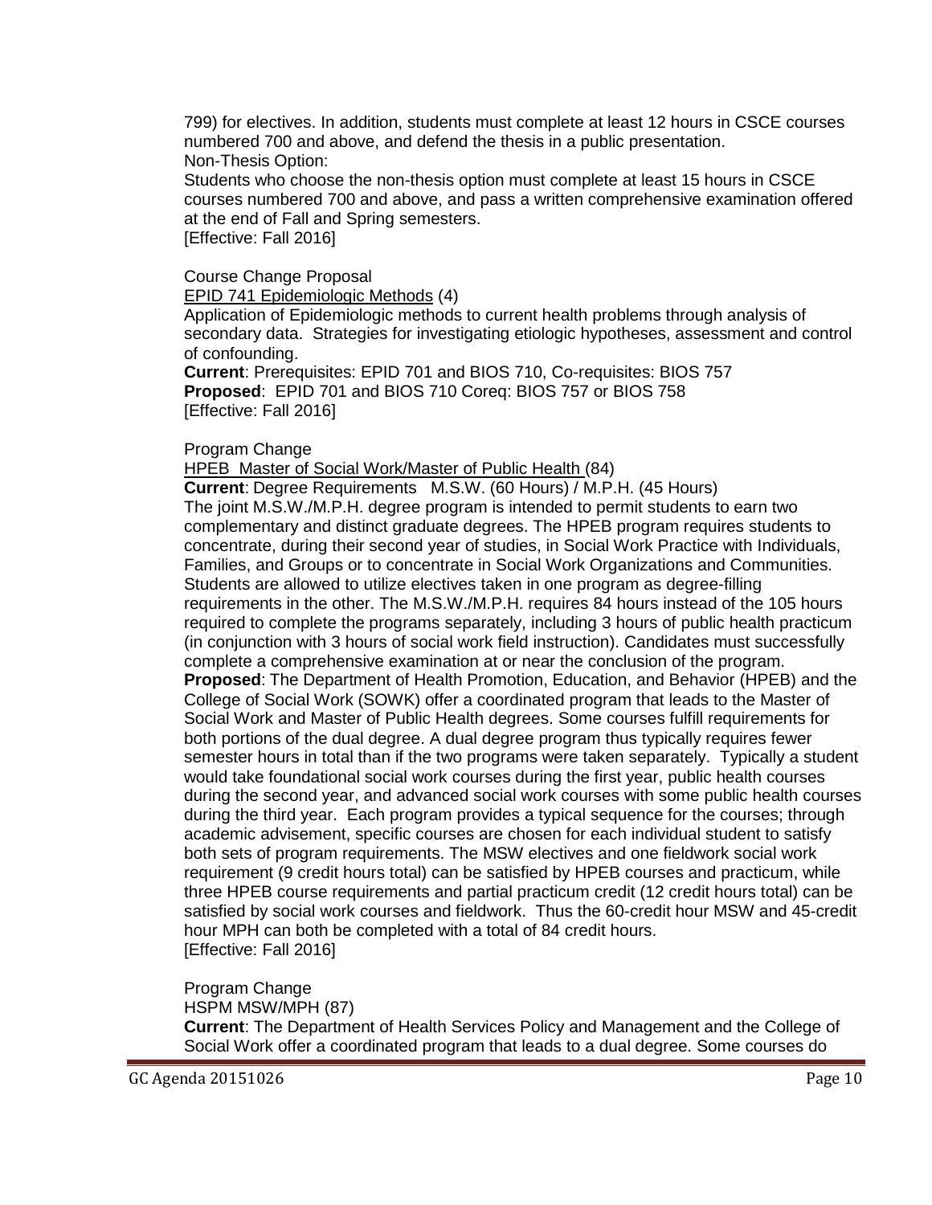799) for electives. In addition, students must complete at least 12 hours in CSCE courses numbered 700 and above, and defend the thesis in a public presentation.
Non-Thesis Option:
Students who choose the non-thesis option must complete at least 15 hours in CSCE courses numbered 700 and above, and pass a written comprehensive examination offered at the end of Fall and Spring semesters.
[Effective: Fall 2016]

Course Change Proposal
EPID 741 Epidemiologic Methods (4)
Application of Epidemiologic methods to current health problems through analysis of secondary data. Strategies for investigating etiologic hypotheses, assessment and control of confounding.
**Current**: Prerequisites: EPID 701 and BIOS 710, Co-requisites: BIOS 757
**Proposed**: EPID 701 and BIOS 710 Coreq: BIOS 757 or BIOS 758
[Effective: Fall 2016]

Program Change
HPEB Master of Social Work/Master of Public Health (84)
**Current**: Degree Requirements M.S.W. (60 Hours) / M.P.H. (45 Hours)
The joint M.S.W./M.P.H. degree program is intended to permit students to earn two complementary and distinct graduate degrees. The HPEB program requires students to concentrate, during their second year of studies, in Social Work Practice with Individuals, Families, and Groups or to concentrate in Social Work Organizations and Communities. Students are allowed to utilize electives taken in one program as degree-filling requirements in the other. The M.S.W./M.P.H. requires 84 hours instead of the 105 hours required to complete the programs separately, including 3 hours of public health practicum (in conjunction with 3 hours of social work field instruction). Candidates must successfully complete a comprehensive examination at or near the conclusion of the program.
**Proposed**: The Department of Health Promotion, Education, and Behavior (HPEB) and the College of Social Work (SOWK) offer a coordinated program that leads to the Master of Social Work and Master of Public Health degrees. Some courses fulfill requirements for both portions of the dual degree. A dual degree program thus typically requires fewer semester hours in total than if the two programs were taken separately. Typically a student would take foundational social work courses during the first year, public health courses during the second year, and advanced social work courses with some public health courses during the third year. Each program provides a typical sequence for the courses; through academic advisement, specific courses are chosen for each individual student to satisfy both sets of program requirements. The MSW electives and one fieldwork social work requirement (9 credit hours total) can be satisfied by HPEB courses and practicum, while three HPEB course requirements and partial practicum credit (12 credit hours total) can be satisfied by social work courses and fieldwork. Thus the 60-credit hour MSW and 45-credit hour MPH can both be completed with a total of 84 credit hours.
[Effective: Fall 2016]

Program Change
HSPM MSW/MPH (87)
**Current**: The Department of Health Services Policy and Management and the College of Social Work offer a coordinated program that leads to a dual degree. Some courses do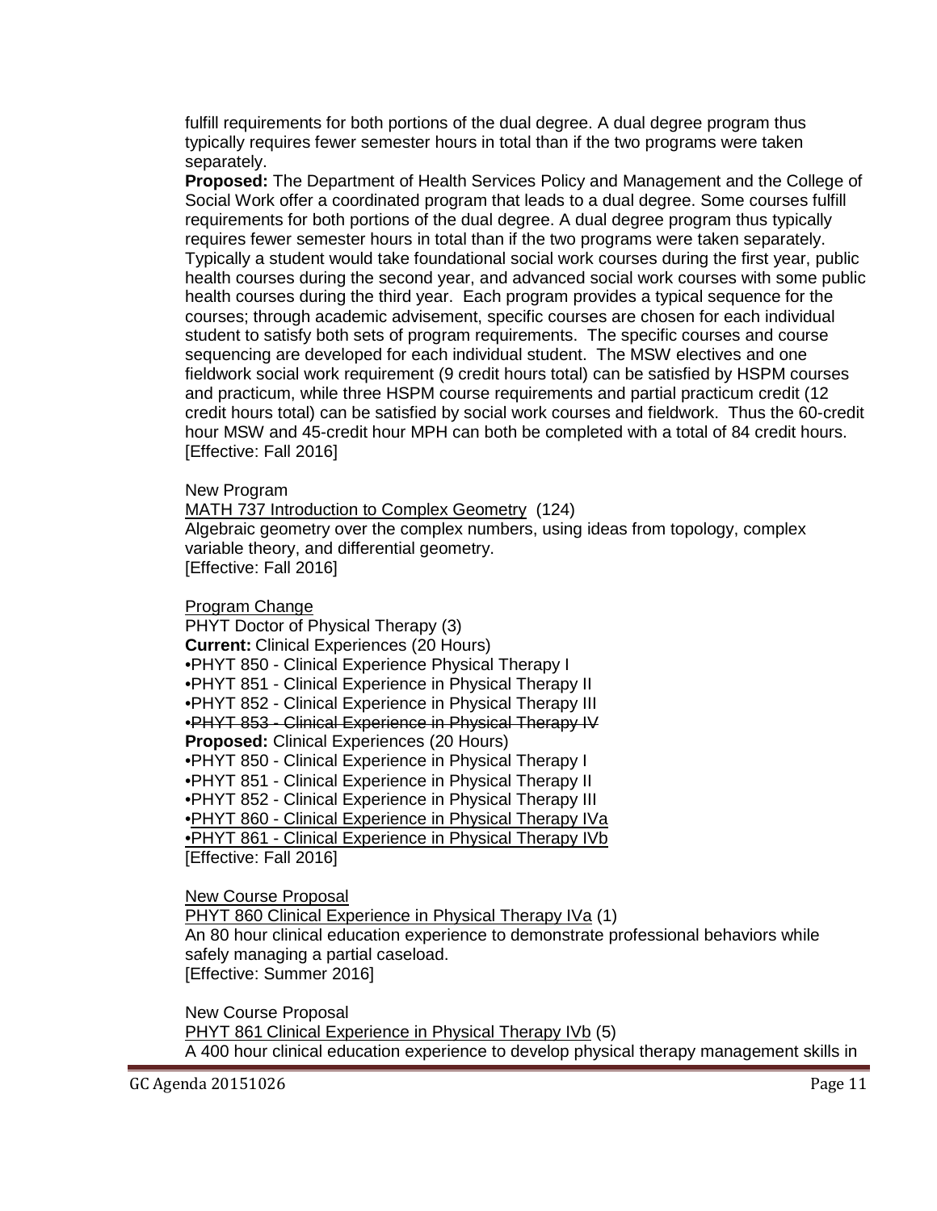fulfill requirements for both portions of the dual degree. A dual degree program thus typically requires fewer semester hours in total than if the two programs were taken separately.

**Proposed:** The Department of Health Services Policy and Management and the College of Social Work offer a coordinated program that leads to a dual degree. Some courses fulfill requirements for both portions of the dual degree. A dual degree program thus typically requires fewer semester hours in total than if the two programs were taken separately. Typically a student would take foundational social work courses during the first year, public health courses during the second year, and advanced social work courses with some public health courses during the third year. Each program provides a typical sequence for the courses; through academic advisement, specific courses are chosen for each individual student to satisfy both sets of program requirements. The specific courses and course sequencing are developed for each individual student. The MSW electives and one fieldwork social work requirement (9 credit hours total) can be satisfied by HSPM courses and practicum, while three HSPM course requirements and partial practicum credit (12 credit hours total) can be satisfied by social work courses and fieldwork. Thus the 60-credit hour MSW and 45-credit hour MPH can both be completed with a total of 84 credit hours. [Effective: Fall 2016]

New Program

<u>MATH 737 Introduction to Complex Geometry</u> (124)

Algebraic geometry over the complex numbers, using ideas from topology, complex variable theory, and differential geometry.

[Effective: Fall 2016]

<u>Program Change</u>

PHYT Doctor of Physical Therapy (3)

**Current:** Clinical Experiences (20 Hours)

- PHYT 850 - Clinical Experience Physical Therapy I
- PHYT 851 - Clinical Experience in Physical Therapy II
- PHYT 852 - Clinical Experience in Physical Therapy III
- ~~PHYT 853 - Clinical Experience in Physical Therapy IV~~

**Proposed:** Clinical Experiences (20 Hours)

- PHYT 850 - Clinical Experience in Physical Therapy I
- PHYT 851 - Clinical Experience in Physical Therapy II
- PHYT 852 - Clinical Experience in Physical Therapy III
- <u>PHYT 860 - Clinical Experience in Physical Therapy IVa</u>
- <u>PHYT 861 - Clinical Experience in Physical Therapy IVb</u>

[Effective: Fall 2016]

<u>New Course Proposal</u>

<u>PHYT 860 Clinical Experience in Physical Therapy IVa</u> (1)

An 80 hour clinical education experience to demonstrate professional behaviors while safely managing a partial caseload.

[Effective: Summer 2016]

New Course Proposal

<u>PHYT 861 Clinical Experience in Physical Therapy IVb</u> (5)

A 400 hour clinical education experience to develop physical therapy management skills in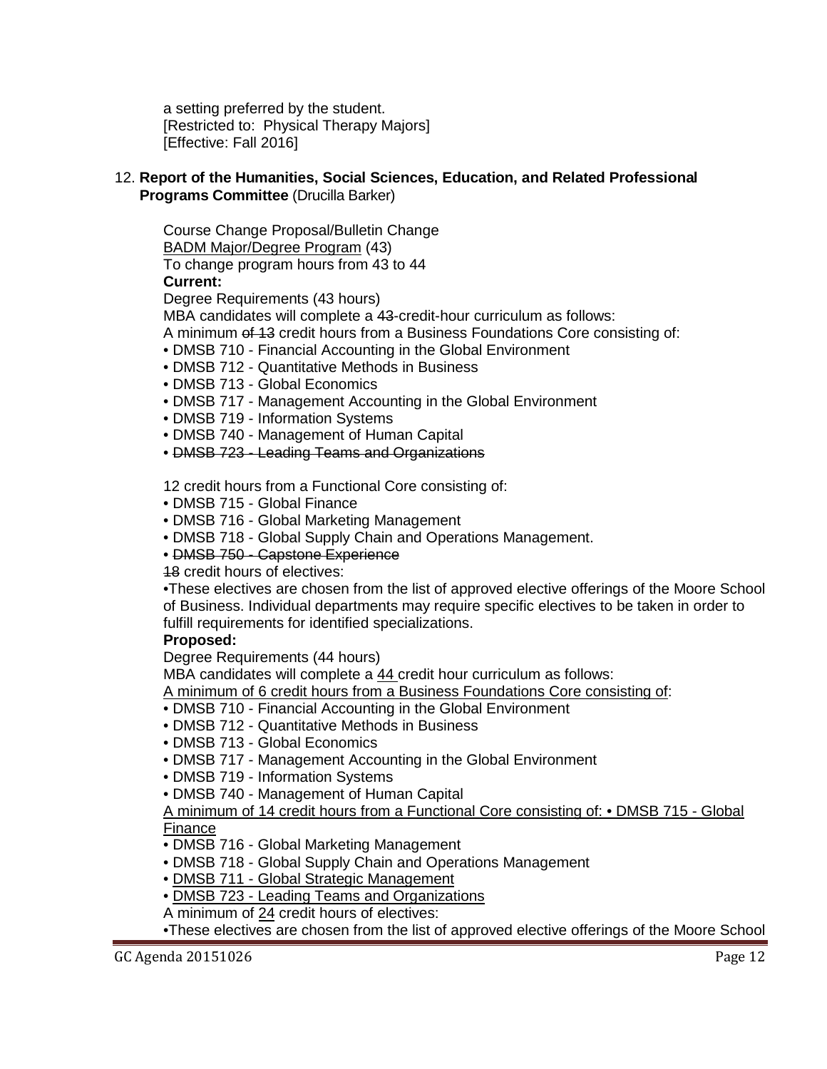a setting preferred by the student.
[Restricted to: Physical Therapy Majors]
[Effective: Fall 2016]

12. **Report of the Humanities, Social Sciences, Education, and Related Professional Programs Committee** (Drucilla Barker)

Course Change Proposal/Bulletin Change
BADM Major/Degree Program (43)
To change program hours from 43 to 44

**Current:**

Degree Requirements (43 hours)
MBA candidates will complete a ~~43~~-credit-hour curriculum as follows:
A minimum ~~of 13~~ credit hours from a Business Foundations Core consisting of:

- DMSB 710 - Financial Accounting in the Global Environment
- DMSB 712 - Quantitative Methods in Business
- DMSB 713 - Global Economics
- DMSB 717 - Management Accounting in the Global Environment
- DMSB 719 - Information Systems
- DMSB 740 - Management of Human Capital
- ~~DMSB 723 - Leading Teams and Organizations~~

12 credit hours from a Functional Core consisting of:

- DMSB 715 - Global Finance
- DMSB 716 - Global Marketing Management
- DMSB 718 - Global Supply Chain and Operations Management.
- ~~DMSB 750 - Capstone Experience~~

~~18~~ credit hours of electives:

•These electives are chosen from the list of approved elective offerings of the Moore School of Business. Individual departments may require specific electives to be taken in order to fulfill requirements for identified specializations.

**Proposed:**

Degree Requirements (44 hours)
MBA candidates will complete a 44 credit hour curriculum as follows:
A minimum of 6 credit hours from a Business Foundations Core consisting of:

- DMSB 710 - Financial Accounting in the Global Environment
- DMSB 712 - Quantitative Methods in Business
- DMSB 713 - Global Economics
- DMSB 717 - Management Accounting in the Global Environment
- DMSB 719 - Information Systems
- DMSB 740 - Management of Human Capital

A minimum of 14 credit hours from a Functional Core consisting of: • DMSB 715 - Global Finance

- DMSB 716 - Global Marketing Management
- DMSB 718 - Global Supply Chain and Operations Management
- DMSB 711 - Global Strategic Management
- DMSB 723 - Leading Teams and Organizations

A minimum of 24 credit hours of electives:

•These electives are chosen from the list of approved elective offerings of the Moore School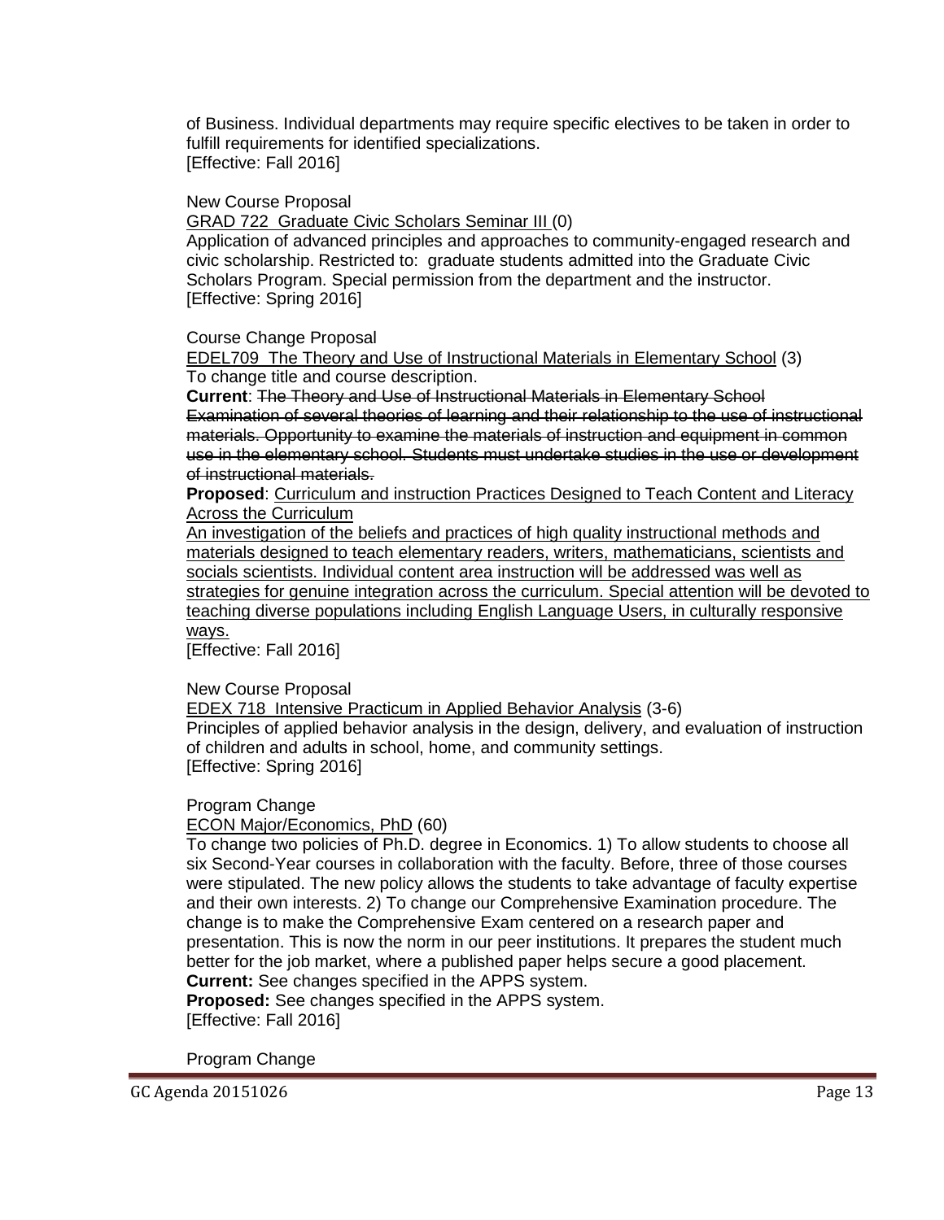of Business. Individual departments may require specific electives to be taken in order to fulfill requirements for identified specializations.
[Effective: Fall 2016]

New Course Proposal
<u>GRAD 722  Graduate Civic Scholars Seminar III</u> (0)
Application of advanced principles and approaches to community-engaged research and civic scholarship. Restricted to: graduate students admitted into the Graduate Civic Scholars Program. Special permission from the department and the instructor.
[Effective: Spring 2016]

Course Change Proposal
<u>EDEL709  The Theory and Use of Instructional Materials in Elementary School</u> (3)
To change title and course description.
**Current**: ~~The Theory and Use of Instructional Materials in Elementary School~~
~~Examination of several theories of learning and their relationship to the use of instructional materials. Opportunity to examine the materials of instruction and equipment in common use in the elementary school. Students must undertake studies in the use or development of instructional materials.~~
**Proposed**: <u>Curriculum and instruction Practices Designed to Teach Content and Literacy Across the Curriculum</u>
<u>An investigation of the beliefs and practices of high quality instructional methods and materials designed to teach elementary readers, writers, mathematicians, scientists and socials scientists. Individual content area instruction will be addressed was well as strategies for genuine integration across the curriculum. Special attention will be devoted to teaching diverse populations including English Language Users, in culturally responsive ways.</u>
[Effective: Fall 2016]

New Course Proposal
<u>EDEX 718  Intensive Practicum in Applied Behavior Analysis</u> (3-6)
Principles of applied behavior analysis in the design, delivery, and evaluation of instruction of children and adults in school, home, and community settings.
[Effective: Spring 2016]

Program Change
<u>ECON Major/Economics, PhD</u> (60)
To change two policies of Ph.D. degree in Economics. 1) To allow students to choose all six Second-Year courses in collaboration with the faculty. Before, three of those courses were stipulated. The new policy allows the students to take advantage of faculty expertise and their own interests. 2) To change our Comprehensive Examination procedure. The change is to make the Comprehensive Exam centered on a research paper and presentation. This is now the norm in our peer institutions. It prepares the student much better for the job market, where a published paper helps secure a good placement.
**Current:** See changes specified in the APPS system.
**Proposed:** See changes specified in the APPS system.
[Effective: Fall 2016]

Program Change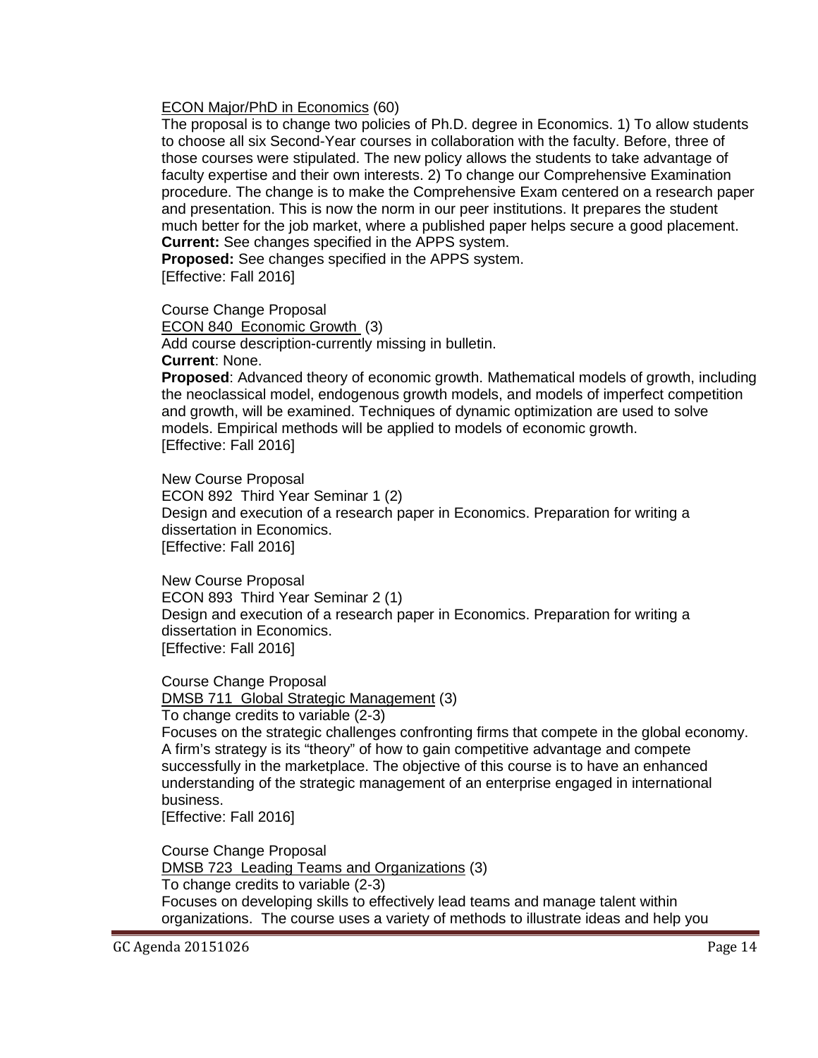ECON Major/PhD in Economics (60)

The proposal is to change two policies of Ph.D. degree in Economics. 1) To allow students to choose all six Second-Year courses in collaboration with the faculty. Before, three of those courses were stipulated. The new policy allows the students to take advantage of faculty expertise and their own interests. 2) To change our Comprehensive Examination procedure. The change is to make the Comprehensive Exam centered on a research paper and presentation. This is now the norm in our peer institutions. It prepares the student much better for the job market, where a published paper helps secure a good placement.

**Current:** See changes specified in the APPS system.

**Proposed:** See changes specified in the APPS system.

[Effective: Fall 2016]

Course Change Proposal

ECON 840 Economic Growth (3)

Add course description-currently missing in bulletin.

**Current**: None.

**Proposed**: Advanced theory of economic growth. Mathematical models of growth, including the neoclassical model, endogenous growth models, and models of imperfect competition and growth, will be examined. Techniques of dynamic optimization are used to solve models. Empirical methods will be applied to models of economic growth.

[Effective: Fall 2016]

New Course Proposal

ECON 892 Third Year Seminar 1 (2)

Design and execution of a research paper in Economics. Preparation for writing a dissertation in Economics.

[Effective: Fall 2016]

New Course Proposal

ECON 893 Third Year Seminar 2 (1)

Design and execution of a research paper in Economics. Preparation for writing a dissertation in Economics.

[Effective: Fall 2016]

Course Change Proposal

DMSB 711 Global Strategic Management (3)

To change credits to variable (2-3)

Focuses on the strategic challenges confronting firms that compete in the global economy. A firm's strategy is its "theory" of how to gain competitive advantage and compete successfully in the marketplace. The objective of this course is to have an enhanced understanding of the strategic management of an enterprise engaged in international business.

[Effective: Fall 2016]

Course Change Proposal

DMSB 723 Leading Teams and Organizations (3)

To change credits to variable (2-3)

Focuses on developing skills to effectively lead teams and manage talent within organizations. The course uses a variety of methods to illustrate ideas and help you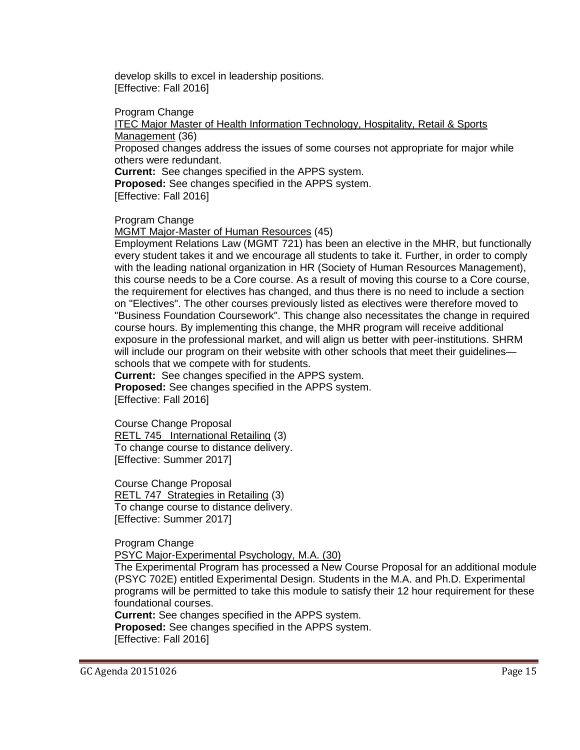develop skills to excel in leadership positions.
[Effective: Fall 2016]

Program Change
ITEC Major Master of Health Information Technology, Hospitality, Retail & Sports Management (36)
Proposed changes address the issues of some courses not appropriate for major while others were redundant.
**Current:** See changes specified in the APPS system.
**Proposed:** See changes specified in the APPS system.
[Effective: Fall 2016]

Program Change
MGMT Major-Master of Human Resources (45)
Employment Relations Law (MGMT 721) has been an elective in the MHR, but functionally every student takes it and we encourage all students to take it. Further, in order to comply with the leading national organization in HR (Society of Human Resources Management), this course needs to be a Core course. As a result of moving this course to a Core course, the requirement for electives has changed, and thus there is no need to include a section on "Electives". The other courses previously listed as electives were therefore moved to "Business Foundation Coursework". This change also necessitates the change in required course hours. By implementing this change, the MHR program will receive additional exposure in the professional market, and will align us better with peer-institutions. SHRM will include our program on their website with other schools that meet their guidelines—schools that we compete with for students.
**Current:** See changes specified in the APPS system.
**Proposed:** See changes specified in the APPS system.
[Effective: Fall 2016]

Course Change Proposal
RETL 745 International Retailing (3)
To change course to distance delivery.
[Effective: Summer 2017]

Course Change Proposal
RETL 747 Strategies in Retailing (3)
To change course to distance delivery.
[Effective: Summer 2017]

Program Change
PSYC Major-Experimental Psychology, M.A. (30)
The Experimental Program has processed a New Course Proposal for an additional module (PSYC 702E) entitled Experimental Design. Students in the M.A. and Ph.D. Experimental programs will be permitted to take this module to satisfy their 12 hour requirement for these foundational courses.
**Current:** See changes specified in the APPS system.
**Proposed:** See changes specified in the APPS system.
[Effective: Fall 2016]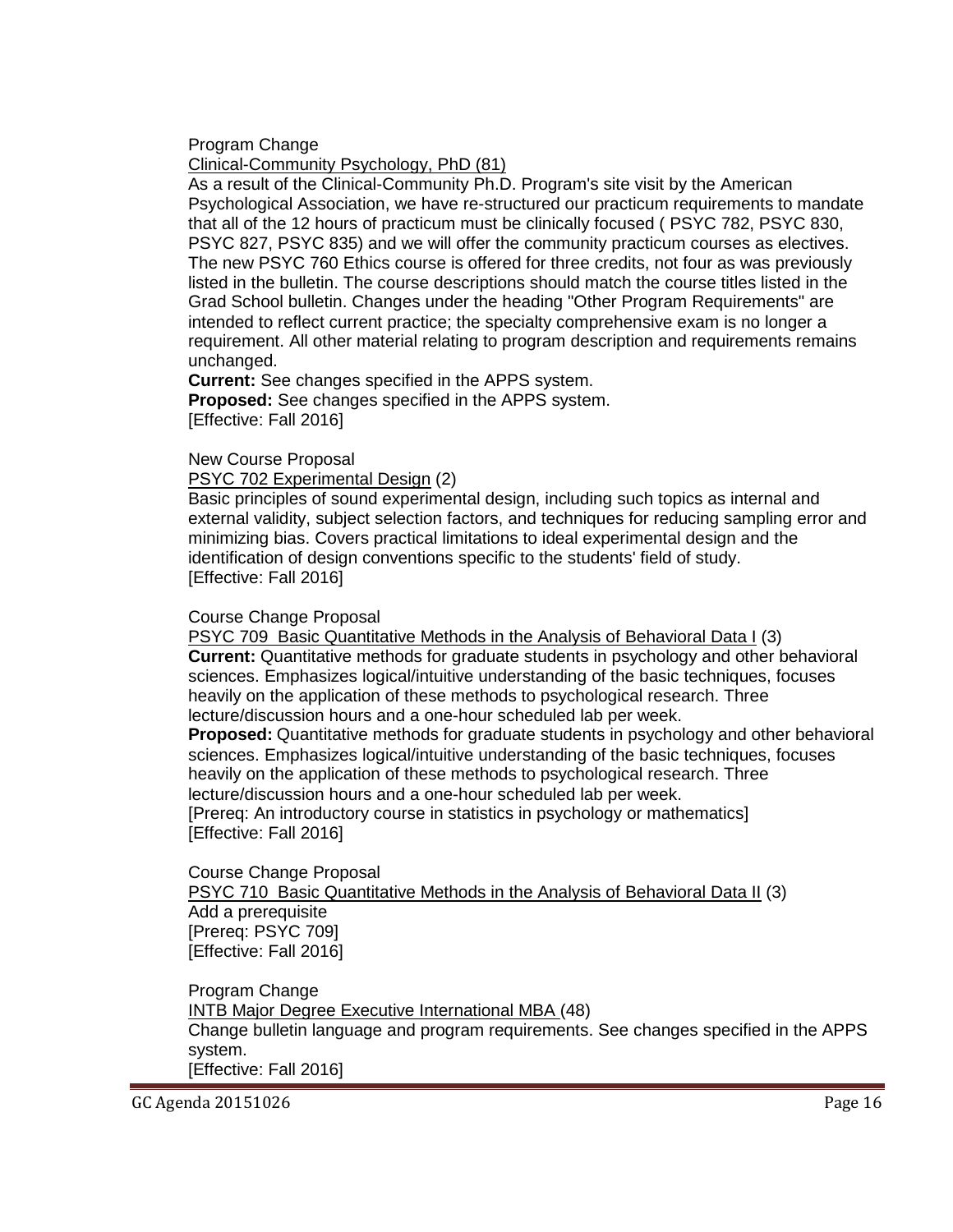Program Change

Clinical-Community Psychology, PhD (81)

As a result of the Clinical-Community Ph.D. Program's site visit by the American Psychological Association, we have re-structured our practicum requirements to mandate that all of the 12 hours of practicum must be clinically focused ( PSYC 782, PSYC 830, PSYC 827, PSYC 835) and we will offer the community practicum courses as electives. The new PSYC 760 Ethics course is offered for three credits, not four as was previously listed in the bulletin. The course descriptions should match the course titles listed in the Grad School bulletin. Changes under the heading "Other Program Requirements" are intended to reflect current practice; the specialty comprehensive exam is no longer a requirement. All other material relating to program description and requirements remains unchanged.

**Current:** See changes specified in the APPS system.
**Proposed:** See changes specified in the APPS system.
[Effective: Fall 2016]

New Course Proposal

PSYC 702 Experimental Design (2)

Basic principles of sound experimental design, including such topics as internal and external validity, subject selection factors, and techniques for reducing sampling error and minimizing bias. Covers practical limitations to ideal experimental design and the identification of design conventions specific to the students' field of study.
[Effective: Fall 2016]

Course Change Proposal

PSYC 709 Basic Quantitative Methods in the Analysis of Behavioral Data I (3)

**Current:** Quantitative methods for graduate students in psychology and other behavioral sciences. Emphasizes logical/intuitive understanding of the basic techniques, focuses heavily on the application of these methods to psychological research. Three lecture/discussion hours and a one-hour scheduled lab per week.

**Proposed:** Quantitative methods for graduate students in psychology and other behavioral sciences. Emphasizes logical/intuitive understanding of the basic techniques, focuses heavily on the application of these methods to psychological research. Three lecture/discussion hours and a one-hour scheduled lab per week.
[Prereq: An introductory course in statistics in psychology or mathematics]
[Effective: Fall 2016]

Course Change Proposal

PSYC 710 Basic Quantitative Methods in the Analysis of Behavioral Data II (3)

Add a prerequisite
[Prereq: PSYC 709]
[Effective: Fall 2016]

Program Change

INTB Major Degree Executive International MBA (48)

Change bulletin language and program requirements. See changes specified in the APPS system.
[Effective: Fall 2016]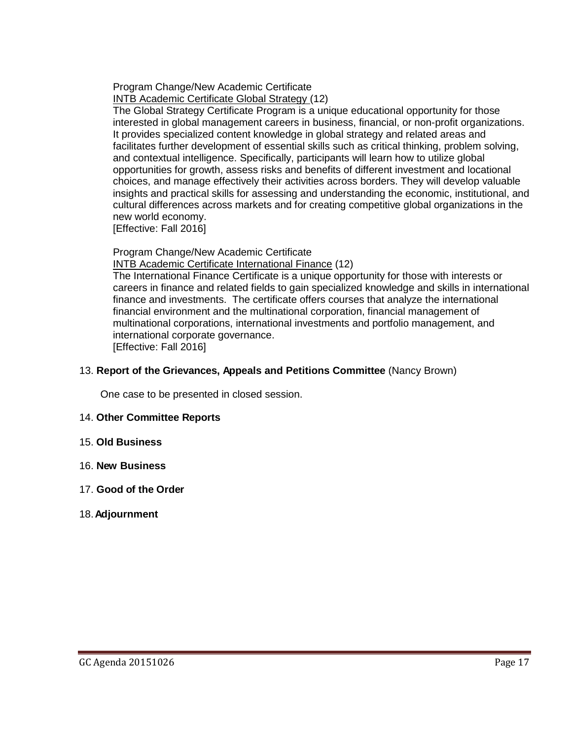Program Change/New Academic Certificate
INTB Academic Certificate Global Strategy (12)
The Global Strategy Certificate Program is a unique educational opportunity for those interested in global management careers in business, financial, or non-profit organizations. It provides specialized content knowledge in global strategy and related areas and facilitates further development of essential skills such as critical thinking, problem solving, and contextual intelligence. Specifically, participants will learn how to utilize global opportunities for growth, assess risks and benefits of different investment and locational choices, and manage effectively their activities across borders. They will develop valuable insights and practical skills for assessing and understanding the economic, institutional, and cultural differences across markets and for creating competitive global organizations in the new world economy.
[Effective: Fall 2016]

Program Change/New Academic Certificate
INTB Academic Certificate International Finance (12)
The International Finance Certificate is a unique opportunity for those with interests or careers in finance and related fields to gain specialized knowledge and skills in international finance and investments. The certificate offers courses that analyze the international financial environment and the multinational corporation, financial management of multinational corporations, international investments and portfolio management, and international corporate governance.
[Effective: Fall 2016]

13. **Report of the Grievances, Appeals and Petitions Committee** (Nancy Brown)

    One case to be presented in closed session.

14. **Other Committee Reports**

15. **Old Business**

16. **New Business**

17. **Good of the Order**

18. **Adjournment**